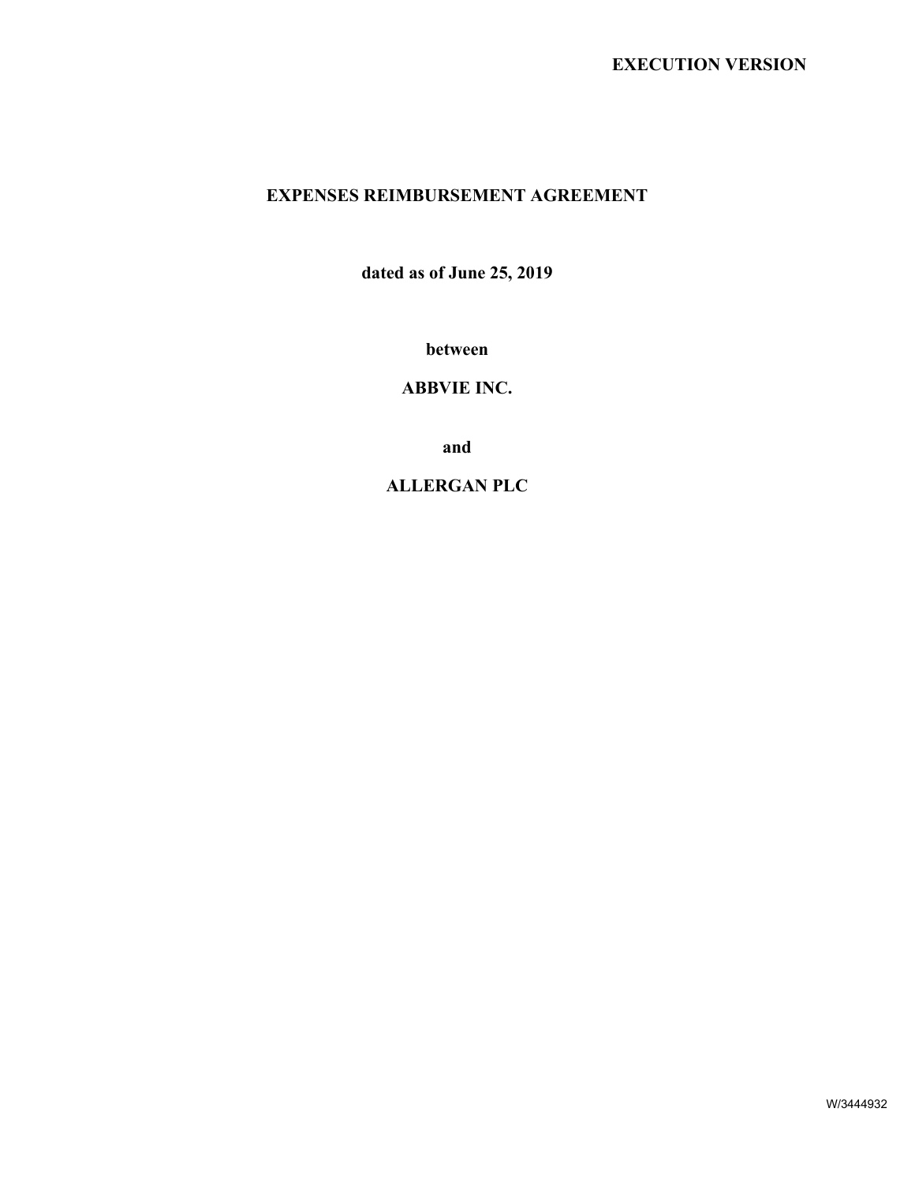**EXECUTION VERSION**

# EXPENSES REIMBURSEMENT AGREEMENT

**dated as of June 25, 2019**

**between**

**ABBVIE INC.**

**and**

**ALLERGAN PLC**

W/3444932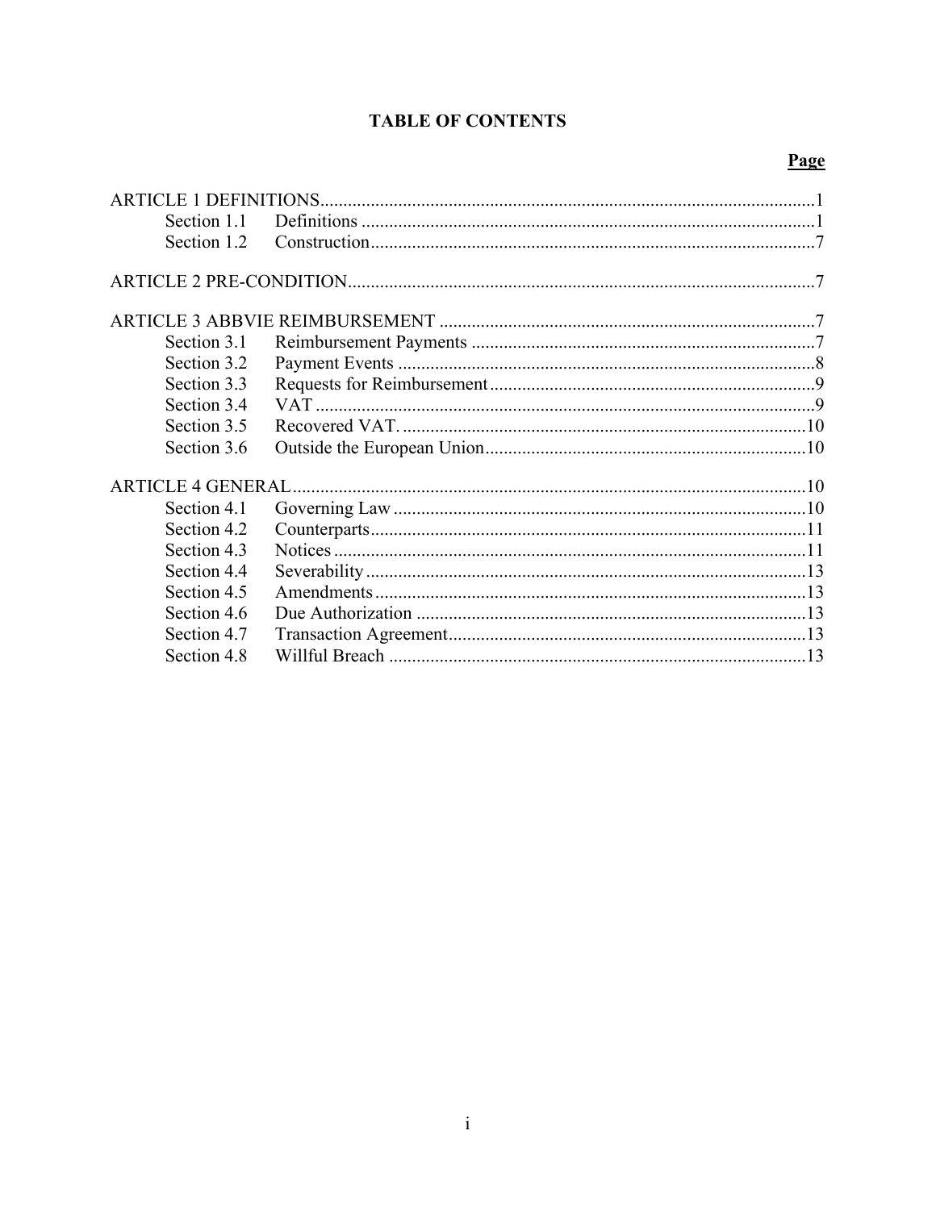## TABLE OF CONTENTS

| | | Page |
|---|---|---|
| ARTICLE 1 DEFINITIONS | | 1 |
| Section 1.1 | Definitions | 1 |
| Section 1.2 | Construction | 7 |
| ARTICLE 2 PRE-CONDITION | | 7 |
| ARTICLE 3 ABBVIE REIMBURSEMENT | | 7 |
| Section 3.1 | Reimbursement Payments | 7 |
| Section 3.2 | Payment Events | 8 |
| Section 3.3 | Requests for Reimbursement | 9 |
| Section 3.4 | VAT | 9 |
| Section 3.5 | Recovered VAT. | 10 |
| Section 3.6 | Outside the European Union | 10 |
| ARTICLE 4 GENERAL | | 10 |
| Section 4.1 | Governing Law | 10 |
| Section 4.2 | Counterparts | 11 |
| Section 4.3 | Notices | 11 |
| Section 4.4 | Severability | 13 |
| Section 4.5 | Amendments | 13 |
| Section 4.6 | Due Authorization | 13 |
| Section 4.7 | Transaction Agreement | 13 |
| Section 4.8 | Willful Breach | 13 |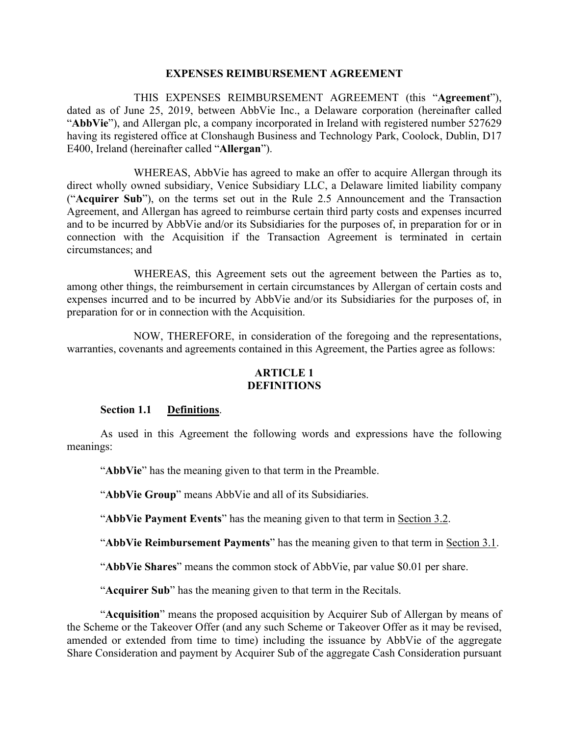# EXPENSES REIMBURSEMENT AGREEMENT

THIS EXPENSES REIMBURSEMENT AGREEMENT (this "**Agreement**"), dated as of June 25, 2019, between AbbVie Inc., a Delaware corporation (hereinafter called "**AbbVie**"), and Allergan plc, a company incorporated in Ireland with registered number 527629 having its registered office at Clonshaugh Business and Technology Park, Coolock, Dublin, D17 E400, Ireland (hereinafter called "**Allergan**").

WHEREAS, AbbVie has agreed to make an offer to acquire Allergan through its direct wholly owned subsidiary, Venice Subsidiary LLC, a Delaware limited liability company ("**Acquirer Sub**"), on the terms set out in the Rule 2.5 Announcement and the Transaction Agreement, and Allergan has agreed to reimburse certain third party costs and expenses incurred and to be incurred by AbbVie and/or its Subsidiaries for the purposes of, in preparation for or in connection with the Acquisition if the Transaction Agreement is terminated in certain circumstances; and

WHEREAS, this Agreement sets out the agreement between the Parties as to, among other things, the reimbursement in certain circumstances by Allergan of certain costs and expenses incurred and to be incurred by AbbVie and/or its Subsidiaries for the purposes of, in preparation for or in connection with the Acquisition.

NOW, THEREFORE, in consideration of the foregoing and the representations, warranties, covenants and agreements contained in this Agreement, the Parties agree as follows:

## ARTICLE 1
## DEFINITIONS

### Section 1.1 Definitions.

As used in this Agreement the following words and expressions have the following meanings:

"**AbbVie**" has the meaning given to that term in the Preamble.

"**AbbVie Group**" means AbbVie and all of its Subsidiaries.

"**AbbVie Payment Events**" has the meaning given to that term in Section 3.2.

"**AbbVie Reimbursement Payments**" has the meaning given to that term in Section 3.1.

"**AbbVie Shares**" means the common stock of AbbVie, par value $0.01 per share.

"**Acquirer Sub**" has the meaning given to that term in the Recitals.

"**Acquisition**" means the proposed acquisition by Acquirer Sub of Allergan by means of the Scheme or the Takeover Offer (and any such Scheme or Takeover Offer as it may be revised, amended or extended from time to time) including the issuance by AbbVie of the aggregate Share Consideration and payment by Acquirer Sub of the aggregate Cash Consideration pursuant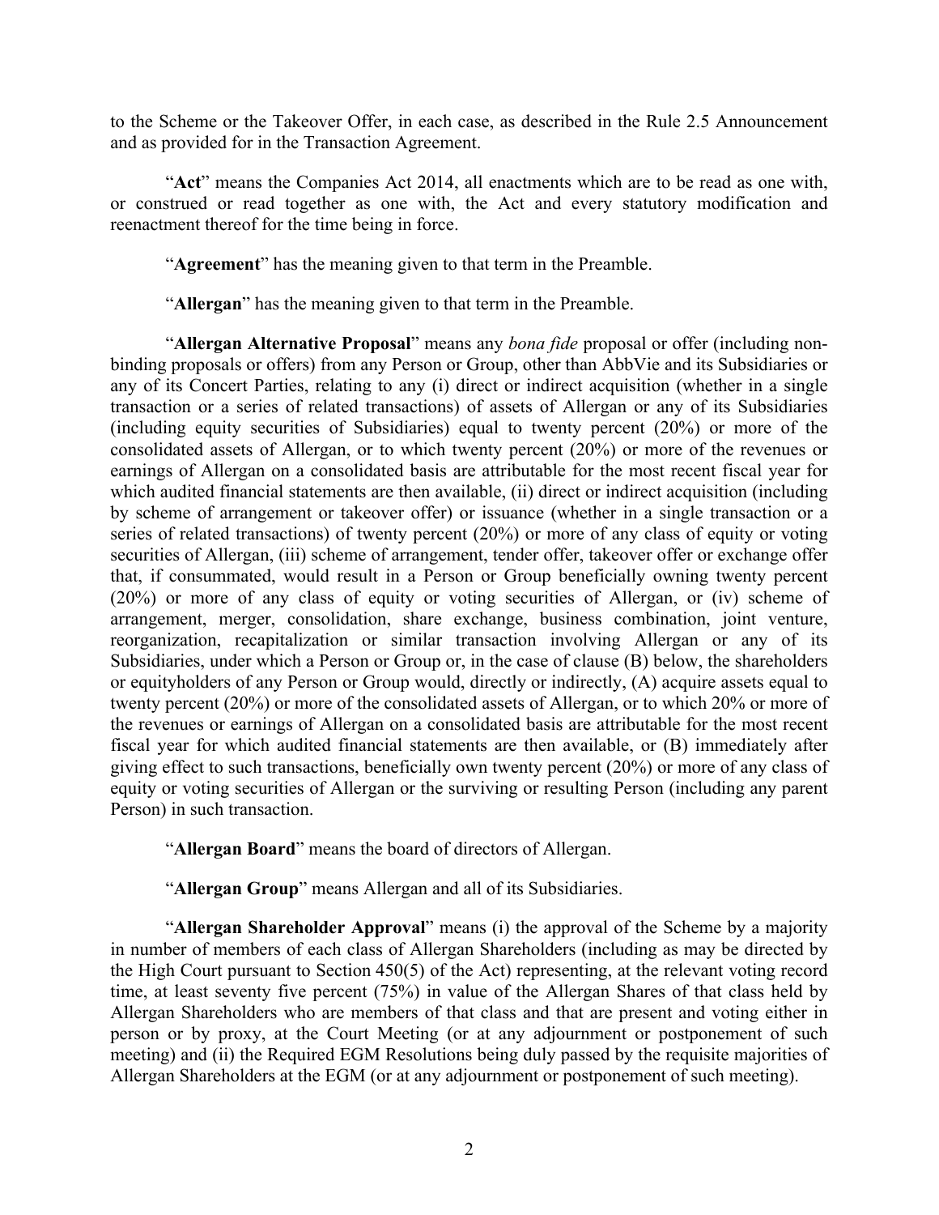to the Scheme or the Takeover Offer, in each case, as described in the Rule 2.5 Announcement and as provided for in the Transaction Agreement.

"**Act**" means the Companies Act 2014, all enactments which are to be read as one with, or construed or read together as one with, the Act and every statutory modification and reenactment thereof for the time being in force.

"**Agreement**" has the meaning given to that term in the Preamble.

"**Allergan**" has the meaning given to that term in the Preamble.

"**Allergan Alternative Proposal**" means any *bona fide* proposal or offer (including non-binding proposals or offers) from any Person or Group, other than AbbVie and its Subsidiaries or any of its Concert Parties, relating to any (i) direct or indirect acquisition (whether in a single transaction or a series of related transactions) of assets of Allergan or any of its Subsidiaries (including equity securities of Subsidiaries) equal to twenty percent (20%) or more of the consolidated assets of Allergan, or to which twenty percent (20%) or more of the revenues or earnings of Allergan on a consolidated basis are attributable for the most recent fiscal year for which audited financial statements are then available, (ii) direct or indirect acquisition (including by scheme of arrangement or takeover offer) or issuance (whether in a single transaction or a series of related transactions) of twenty percent (20%) or more of any class of equity or voting securities of Allergan, (iii) scheme of arrangement, tender offer, takeover offer or exchange offer that, if consummated, would result in a Person or Group beneficially owning twenty percent (20%) or more of any class of equity or voting securities of Allergan, or (iv) scheme of arrangement, merger, consolidation, share exchange, business combination, joint venture, reorganization, recapitalization or similar transaction involving Allergan or any of its Subsidiaries, under which a Person or Group or, in the case of clause (B) below, the shareholders or equityholders of any Person or Group would, directly or indirectly, (A) acquire assets equal to twenty percent (20%) or more of the consolidated assets of Allergan, or to which 20% or more of the revenues or earnings of Allergan on a consolidated basis are attributable for the most recent fiscal year for which audited financial statements are then available, or (B) immediately after giving effect to such transactions, beneficially own twenty percent (20%) or more of any class of equity or voting securities of Allergan or the surviving or resulting Person (including any parent Person) in such transaction.

"**Allergan Board**" means the board of directors of Allergan.

"**Allergan Group**" means Allergan and all of its Subsidiaries.

"**Allergan Shareholder Approval**" means (i) the approval of the Scheme by a majority in number of members of each class of Allergan Shareholders (including as may be directed by the High Court pursuant to Section 450(5) of the Act) representing, at the relevant voting record time, at least seventy five percent (75%) in value of the Allergan Shares of that class held by Allergan Shareholders who are members of that class and that are present and voting either in person or by proxy, at the Court Meeting (or at any adjournment or postponement of such meeting) and (ii) the Required EGM Resolutions being duly passed by the requisite majorities of Allergan Shareholders at the EGM (or at any adjournment or postponement of such meeting).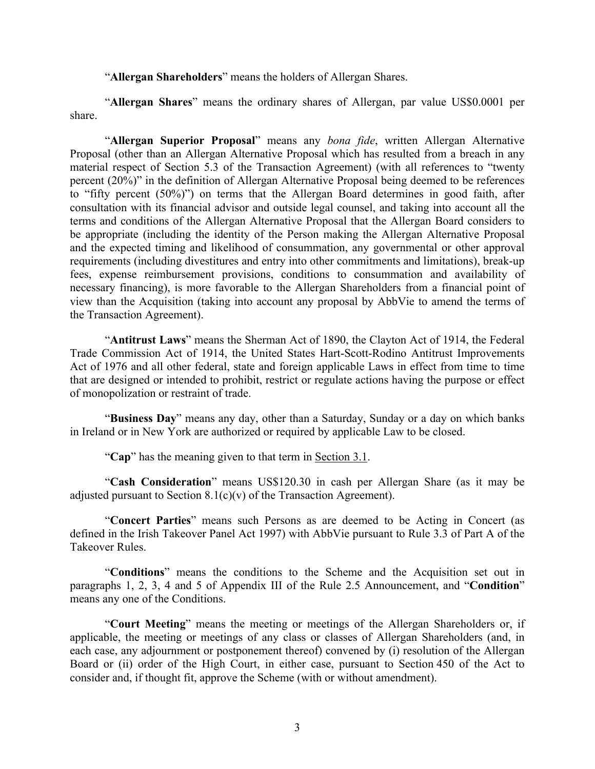"**Allergan Shareholders**" means the holders of Allergan Shares.

"**Allergan Shares**" means the ordinary shares of Allergan, par value US$0.0001 per share.

"**Allergan Superior Proposal**" means any *bona fide*, written Allergan Alternative Proposal (other than an Allergan Alternative Proposal which has resulted from a breach in any material respect of Section 5.3 of the Transaction Agreement) (with all references to "twenty percent (20%)" in the definition of Allergan Alternative Proposal being deemed to be references to "fifty percent (50%)") on terms that the Allergan Board determines in good faith, after consultation with its financial advisor and outside legal counsel, and taking into account all the terms and conditions of the Allergan Alternative Proposal that the Allergan Board considers to be appropriate (including the identity of the Person making the Allergan Alternative Proposal and the expected timing and likelihood of consummation, any governmental or other approval requirements (including divestitures and entry into other commitments and limitations), break-up fees, expense reimbursement provisions, conditions to consummation and availability of necessary financing), is more favorable to the Allergan Shareholders from a financial point of view than the Acquisition (taking into account any proposal by AbbVie to amend the terms of the Transaction Agreement).

"**Antitrust Laws**" means the Sherman Act of 1890, the Clayton Act of 1914, the Federal Trade Commission Act of 1914, the United States Hart-Scott-Rodino Antitrust Improvements Act of 1976 and all other federal, state and foreign applicable Laws in effect from time to time that are designed or intended to prohibit, restrict or regulate actions having the purpose or effect of monopolization or restraint of trade.

"**Business Day**" means any day, other than a Saturday, Sunday or a day on which banks in Ireland or in New York are authorized or required by applicable Law to be closed.

"**Cap**" has the meaning given to that term in Section 3.1.

"**Cash Consideration**" means US$120.30 in cash per Allergan Share (as it may be adjusted pursuant to Section 8.1(c)(v) of the Transaction Agreement).

"**Concert Parties**" means such Persons as are deemed to be Acting in Concert (as defined in the Irish Takeover Panel Act 1997) with AbbVie pursuant to Rule 3.3 of Part A of the Takeover Rules.

"**Conditions**" means the conditions to the Scheme and the Acquisition set out in paragraphs 1, 2, 3, 4 and 5 of Appendix III of the Rule 2.5 Announcement, and "**Condition**" means any one of the Conditions.

"**Court Meeting**" means the meeting or meetings of the Allergan Shareholders or, if applicable, the meeting or meetings of any class or classes of Allergan Shareholders (and, in each case, any adjournment or postponement thereof) convened by (i) resolution of the Allergan Board or (ii) order of the High Court, in either case, pursuant to Section 450 of the Act to consider and, if thought fit, approve the Scheme (with or without amendment).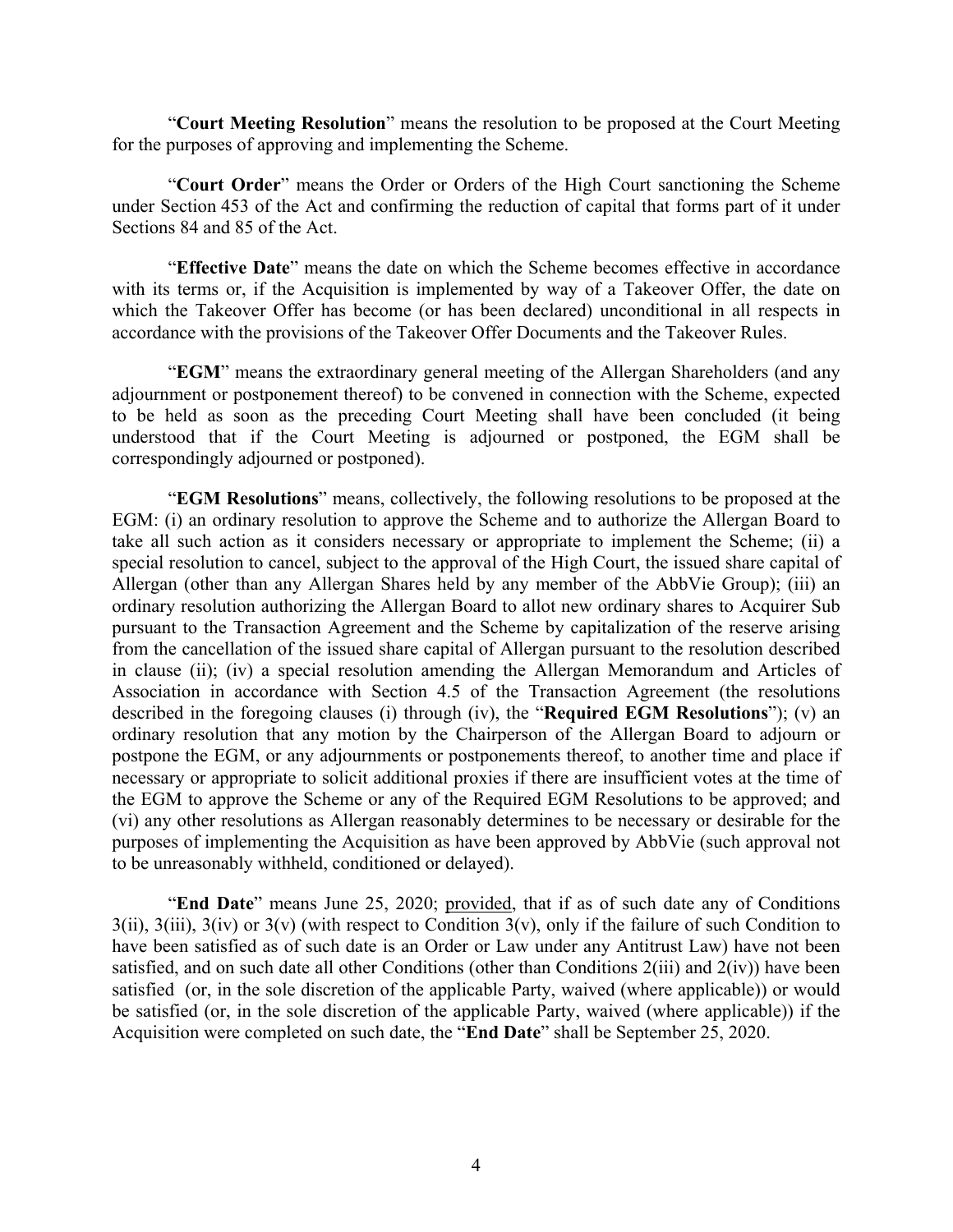"**Court Meeting Resolution**" means the resolution to be proposed at the Court Meeting for the purposes of approving and implementing the Scheme.

"**Court Order**" means the Order or Orders of the High Court sanctioning the Scheme under Section 453 of the Act and confirming the reduction of capital that forms part of it under Sections 84 and 85 of the Act.

"**Effective Date**" means the date on which the Scheme becomes effective in accordance with its terms or, if the Acquisition is implemented by way of a Takeover Offer, the date on which the Takeover Offer has become (or has been declared) unconditional in all respects in accordance with the provisions of the Takeover Offer Documents and the Takeover Rules.

"**EGM**" means the extraordinary general meeting of the Allergan Shareholders (and any adjournment or postponement thereof) to be convened in connection with the Scheme, expected to be held as soon as the preceding Court Meeting shall have been concluded (it being understood that if the Court Meeting is adjourned or postponed, the EGM shall be correspondingly adjourned or postponed).

"**EGM Resolutions**" means, collectively, the following resolutions to be proposed at the EGM: (i) an ordinary resolution to approve the Scheme and to authorize the Allergan Board to take all such action as it considers necessary or appropriate to implement the Scheme; (ii) a special resolution to cancel, subject to the approval of the High Court, the issued share capital of Allergan (other than any Allergan Shares held by any member of the AbbVie Group); (iii) an ordinary resolution authorizing the Allergan Board to allot new ordinary shares to Acquirer Sub pursuant to the Transaction Agreement and the Scheme by capitalization of the reserve arising from the cancellation of the issued share capital of Allergan pursuant to the resolution described in clause (ii); (iv) a special resolution amending the Allergan Memorandum and Articles of Association in accordance with Section 4.5 of the Transaction Agreement (the resolutions described in the foregoing clauses (i) through (iv), the "**Required EGM Resolutions**"); (v) an ordinary resolution that any motion by the Chairperson of the Allergan Board to adjourn or postpone the EGM, or any adjournments or postponements thereof, to another time and place if necessary or appropriate to solicit additional proxies if there are insufficient votes at the time of the EGM to approve the Scheme or any of the Required EGM Resolutions to be approved; and (vi) any other resolutions as Allergan reasonably determines to be necessary or desirable for the purposes of implementing the Acquisition as have been approved by AbbVie (such approval not to be unreasonably withheld, conditioned or delayed).

"**End Date**" means June 25, 2020; provided, that if as of such date any of Conditions 3(ii), 3(iii), 3(iv) or 3(v) (with respect to Condition 3(v), only if the failure of such Condition to have been satisfied as of such date is an Order or Law under any Antitrust Law) have not been satisfied, and on such date all other Conditions (other than Conditions 2(iii) and 2(iv)) have been satisfied (or, in the sole discretion of the applicable Party, waived (where applicable)) or would be satisfied (or, in the sole discretion of the applicable Party, waived (where applicable)) if the Acquisition were completed on such date, the "**End Date**" shall be September 25, 2020.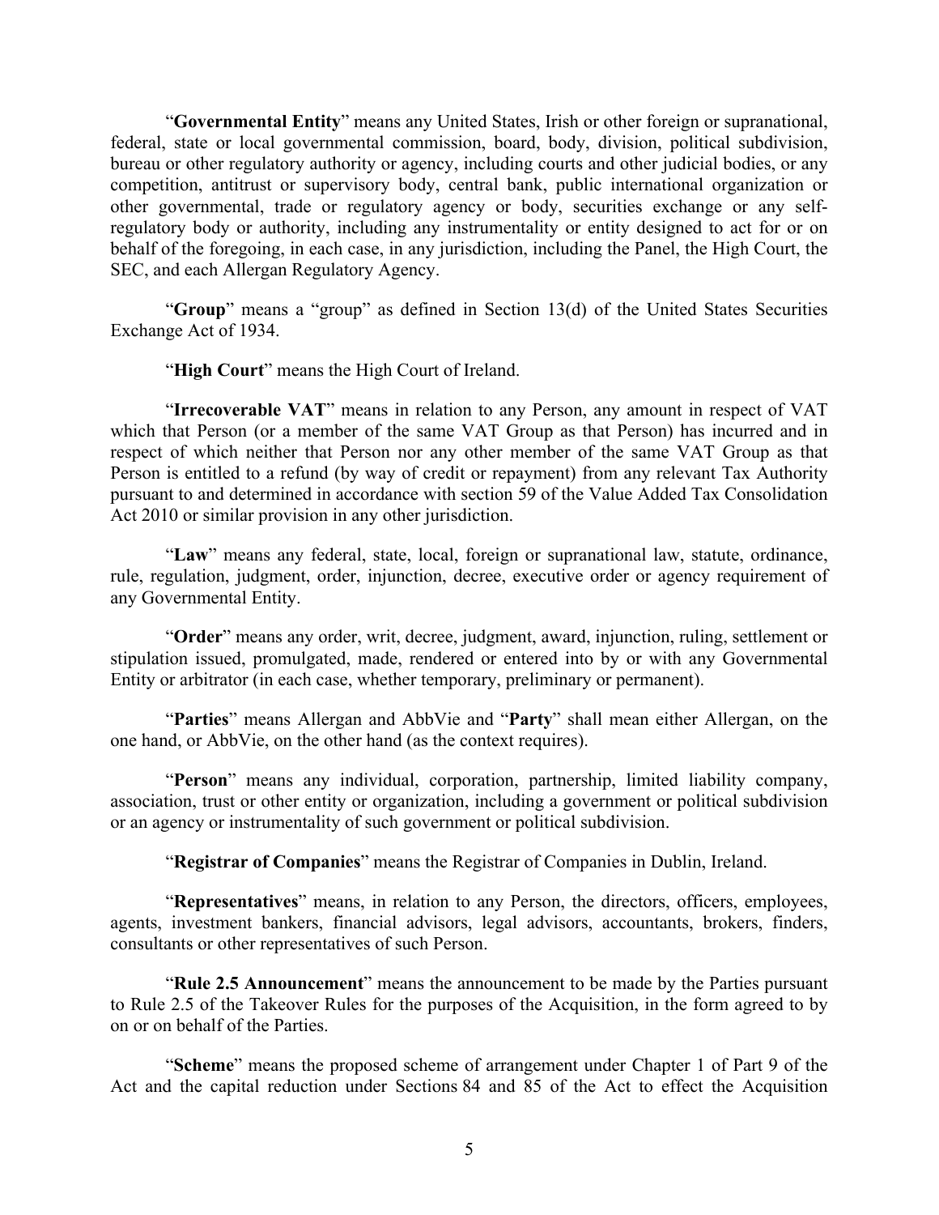"**Governmental Entity**" means any United States, Irish or other foreign or supranational, federal, state or local governmental commission, board, body, division, political subdivision, bureau or other regulatory authority or agency, including courts and other judicial bodies, or any competition, antitrust or supervisory body, central bank, public international organization or other governmental, trade or regulatory agency or body, securities exchange or any self-regulatory body or authority, including any instrumentality or entity designed to act for or on behalf of the foregoing, in each case, in any jurisdiction, including the Panel, the High Court, the SEC, and each Allergan Regulatory Agency.

"**Group**" means a "group" as defined in Section 13(d) of the United States Securities Exchange Act of 1934.

"**High Court**" means the High Court of Ireland.

"**Irrecoverable VAT**" means in relation to any Person, any amount in respect of VAT which that Person (or a member of the same VAT Group as that Person) has incurred and in respect of which neither that Person nor any other member of the same VAT Group as that Person is entitled to a refund (by way of credit or repayment) from any relevant Tax Authority pursuant to and determined in accordance with section 59 of the Value Added Tax Consolidation Act 2010 or similar provision in any other jurisdiction.

"**Law**" means any federal, state, local, foreign or supranational law, statute, ordinance, rule, regulation, judgment, order, injunction, decree, executive order or agency requirement of any Governmental Entity.

"**Order**" means any order, writ, decree, judgment, award, injunction, ruling, settlement or stipulation issued, promulgated, made, rendered or entered into by or with any Governmental Entity or arbitrator (in each case, whether temporary, preliminary or permanent).

"**Parties**" means Allergan and AbbVie and "**Party**" shall mean either Allergan, on the one hand, or AbbVie, on the other hand (as the context requires).

"**Person**" means any individual, corporation, partnership, limited liability company, association, trust or other entity or organization, including a government or political subdivision or an agency or instrumentality of such government or political subdivision.

"**Registrar of Companies**" means the Registrar of Companies in Dublin, Ireland.

"**Representatives**" means, in relation to any Person, the directors, officers, employees, agents, investment bankers, financial advisors, legal advisors, accountants, brokers, finders, consultants or other representatives of such Person.

"**Rule 2.5 Announcement**" means the announcement to be made by the Parties pursuant to Rule 2.5 of the Takeover Rules for the purposes of the Acquisition, in the form agreed to by on or on behalf of the Parties.

"**Scheme**" means the proposed scheme of arrangement under Chapter 1 of Part 9 of the Act and the capital reduction under Sections 84 and 85 of the Act to effect the Acquisition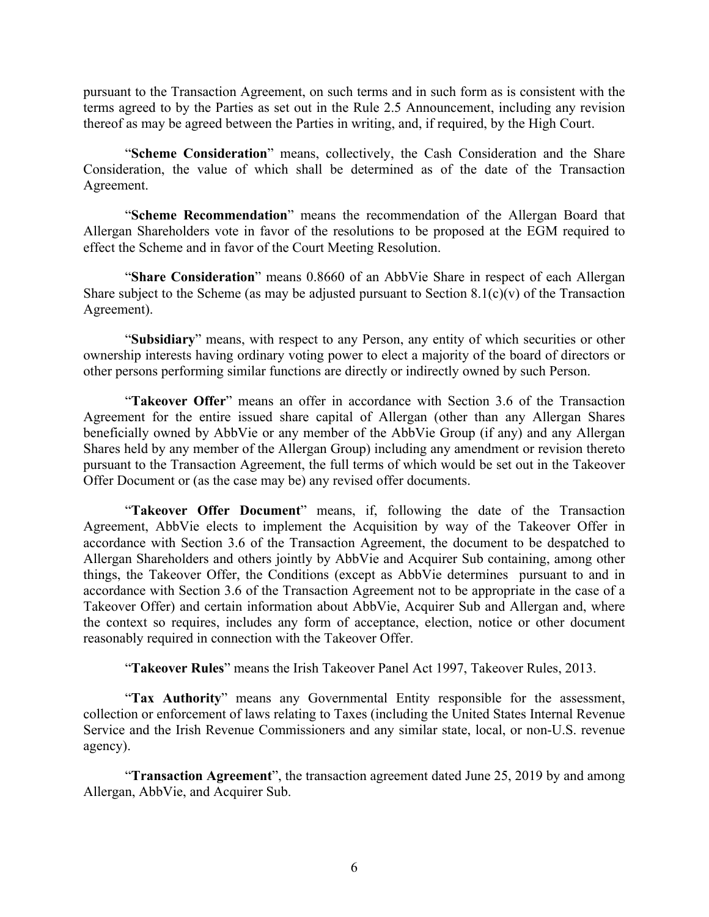pursuant to the Transaction Agreement, on such terms and in such form as is consistent with the terms agreed to by the Parties as set out in the Rule 2.5 Announcement, including any revision thereof as may be agreed between the Parties in writing, and, if required, by the High Court.

"**Scheme Consideration**" means, collectively, the Cash Consideration and the Share Consideration, the value of which shall be determined as of the date of the Transaction Agreement.

"**Scheme Recommendation**" means the recommendation of the Allergan Board that Allergan Shareholders vote in favor of the resolutions to be proposed at the EGM required to effect the Scheme and in favor of the Court Meeting Resolution.

"**Share Consideration**" means 0.8660 of an AbbVie Share in respect of each Allergan Share subject to the Scheme (as may be adjusted pursuant to Section 8.1(c)(v) of the Transaction Agreement).

"**Subsidiary**" means, with respect to any Person, any entity of which securities or other ownership interests having ordinary voting power to elect a majority of the board of directors or other persons performing similar functions are directly or indirectly owned by such Person.

"**Takeover Offer**" means an offer in accordance with Section 3.6 of the Transaction Agreement for the entire issued share capital of Allergan (other than any Allergan Shares beneficially owned by AbbVie or any member of the AbbVie Group (if any) and any Allergan Shares held by any member of the Allergan Group) including any amendment or revision thereto pursuant to the Transaction Agreement, the full terms of which would be set out in the Takeover Offer Document or (as the case may be) any revised offer documents.

"**Takeover Offer Document**" means, if, following the date of the Transaction Agreement, AbbVie elects to implement the Acquisition by way of the Takeover Offer in accordance with Section 3.6 of the Transaction Agreement, the document to be despatched to Allergan Shareholders and others jointly by AbbVie and Acquirer Sub containing, among other things, the Takeover Offer, the Conditions (except as AbbVie determines pursuant to and in accordance with Section 3.6 of the Transaction Agreement not to be appropriate in the case of a Takeover Offer) and certain information about AbbVie, Acquirer Sub and Allergan and, where the context so requires, includes any form of acceptance, election, notice or other document reasonably required in connection with the Takeover Offer.

"**Takeover Rules**" means the Irish Takeover Panel Act 1997, Takeover Rules, 2013.

"**Tax Authority**" means any Governmental Entity responsible for the assessment, collection or enforcement of laws relating to Taxes (including the United States Internal Revenue Service and the Irish Revenue Commissioners and any similar state, local, or non-U.S. revenue agency).

"**Transaction Agreement**", the transaction agreement dated June 25, 2019 by and among Allergan, AbbVie, and Acquirer Sub.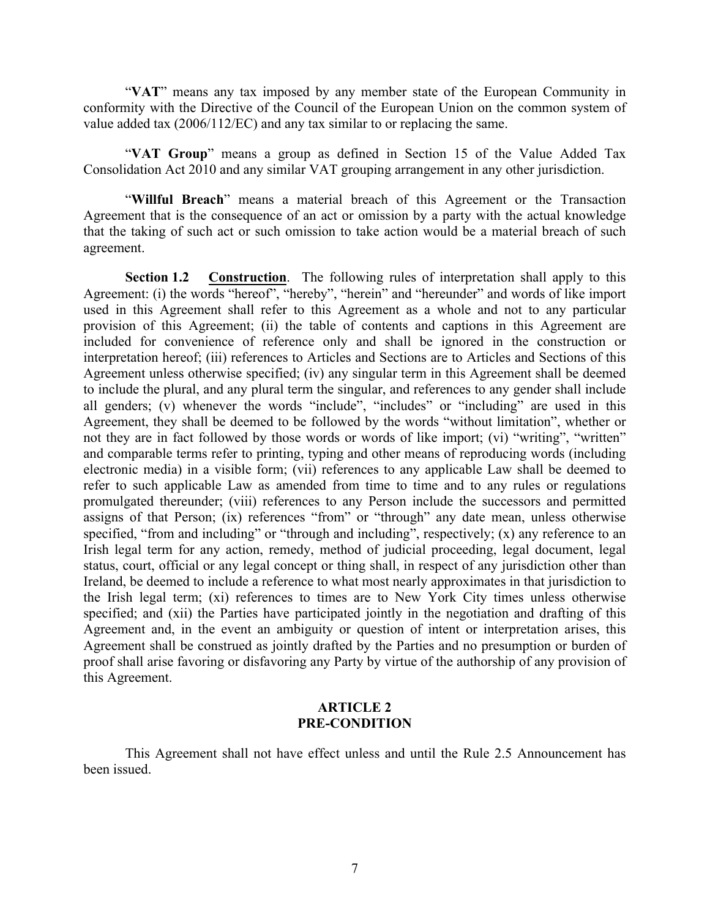"**VAT**" means any tax imposed by any member state of the European Community in conformity with the Directive of the Council of the European Union on the common system of value added tax (2006/112/EC) and any tax similar to or replacing the same.

"**VAT Group**" means a group as defined in Section 15 of the Value Added Tax Consolidation Act 2010 and any similar VAT grouping arrangement in any other jurisdiction.

"**Willful Breach**" means a material breach of this Agreement or the Transaction Agreement that is the consequence of an act or omission by a party with the actual knowledge that the taking of such act or such omission to take action would be a material breach of such agreement.

**Section 1.2** **Construction**. The following rules of interpretation shall apply to this Agreement: (i) the words "hereof", "hereby", "herein" and "hereunder" and words of like import used in this Agreement shall refer to this Agreement as a whole and not to any particular provision of this Agreement; (ii) the table of contents and captions in this Agreement are included for convenience of reference only and shall be ignored in the construction or interpretation hereof; (iii) references to Articles and Sections are to Articles and Sections of this Agreement unless otherwise specified; (iv) any singular term in this Agreement shall be deemed to include the plural, and any plural term the singular, and references to any gender shall include all genders; (v) whenever the words "include", "includes" or "including" are used in this Agreement, they shall be deemed to be followed by the words "without limitation", whether or not they are in fact followed by those words or words of like import; (vi) "writing", "written" and comparable terms refer to printing, typing and other means of reproducing words (including electronic media) in a visible form; (vii) references to any applicable Law shall be deemed to refer to such applicable Law as amended from time to time and to any rules or regulations promulgated thereunder; (viii) references to any Person include the successors and permitted assigns of that Person; (ix) references "from" or "through" any date mean, unless otherwise specified, "from and including" or "through and including", respectively; (x) any reference to an Irish legal term for any action, remedy, method of judicial proceeding, legal document, legal status, court, official or any legal concept or thing shall, in respect of any jurisdiction other than Ireland, be deemed to include a reference to what most nearly approximates in that jurisdiction to the Irish legal term; (xi) references to times are to New York City times unless otherwise specified; and (xii) the Parties have participated jointly in the negotiation and drafting of this Agreement and, in the event an ambiguity or question of intent or interpretation arises, this Agreement shall be construed as jointly drafted by the Parties and no presumption or burden of proof shall arise favoring or disfavoring any Party by virtue of the authorship of any provision of this Agreement.

## ARTICLE 2
## PRE-CONDITION

This Agreement shall not have effect unless and until the Rule 2.5 Announcement has been issued.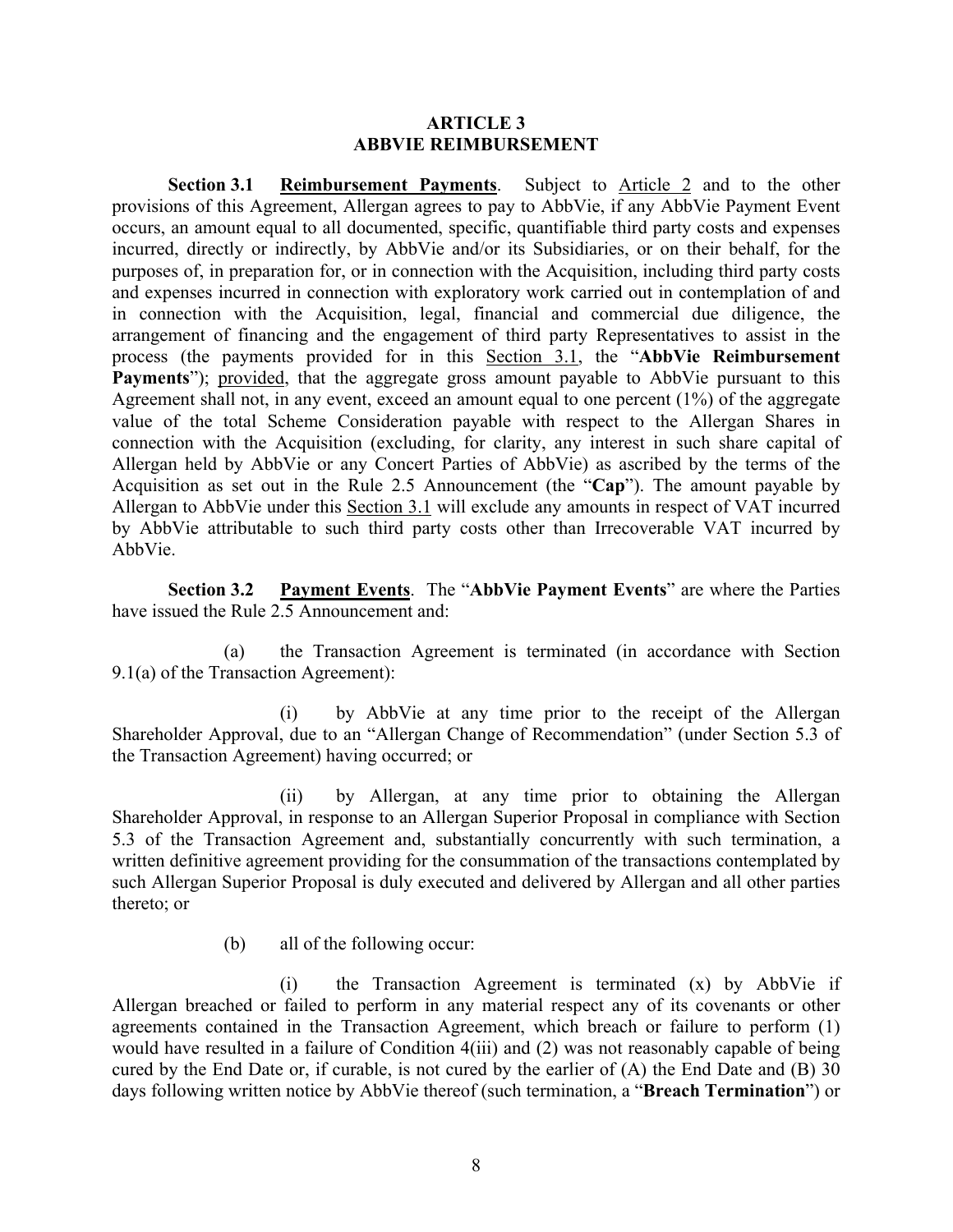## ARTICLE 3
## ABBVIE REIMBURSEMENT

**Section 3.1** **Reimbursement Payments**. Subject to Article 2 and to the other provisions of this Agreement, Allergan agrees to pay to AbbVie, if any AbbVie Payment Event occurs, an amount equal to all documented, specific, quantifiable third party costs and expenses incurred, directly or indirectly, by AbbVie and/or its Subsidiaries, or on their behalf, for the purposes of, in preparation for, or in connection with the Acquisition, including third party costs and expenses incurred in connection with exploratory work carried out in contemplation of and in connection with the Acquisition, legal, financial and commercial due diligence, the arrangement of financing and the engagement of third party Representatives to assist in the process (the payments provided for in this Section 3.1, the "**AbbVie Reimbursement Payments**"); provided, that the aggregate gross amount payable to AbbVie pursuant to this Agreement shall not, in any event, exceed an amount equal to one percent (1%) of the aggregate value of the total Scheme Consideration payable with respect to the Allergan Shares in connection with the Acquisition (excluding, for clarity, any interest in such share capital of Allergan held by AbbVie or any Concert Parties of AbbVie) as ascribed by the terms of the Acquisition as set out in the Rule 2.5 Announcement (the "**Cap**"). The amount payable by Allergan to AbbVie under this Section 3.1 will exclude any amounts in respect of VAT incurred by AbbVie attributable to such third party costs other than Irrecoverable VAT incurred by AbbVie.

**Section 3.2** **Payment Events**. The "**AbbVie Payment Events**" are where the Parties have issued the Rule 2.5 Announcement and:

(a) the Transaction Agreement is terminated (in accordance with Section 9.1(a) of the Transaction Agreement):

(i) by AbbVie at any time prior to the receipt of the Allergan Shareholder Approval, due to an "Allergan Change of Recommendation" (under Section 5.3 of the Transaction Agreement) having occurred; or

(ii) by Allergan, at any time prior to obtaining the Allergan Shareholder Approval, in response to an Allergan Superior Proposal in compliance with Section 5.3 of the Transaction Agreement and, substantially concurrently with such termination, a written definitive agreement providing for the consummation of the transactions contemplated by such Allergan Superior Proposal is duly executed and delivered by Allergan and all other parties thereto; or

(b) all of the following occur:

(i) the Transaction Agreement is terminated (x) by AbbVie if Allergan breached or failed to perform in any material respect any of its covenants or other agreements contained in the Transaction Agreement, which breach or failure to perform (1) would have resulted in a failure of Condition 4(iii) and (2) was not reasonably capable of being cured by the End Date or, if curable, is not cured by the earlier of (A) the End Date and (B) 30 days following written notice by AbbVie thereof (such termination, a "**Breach Termination**") or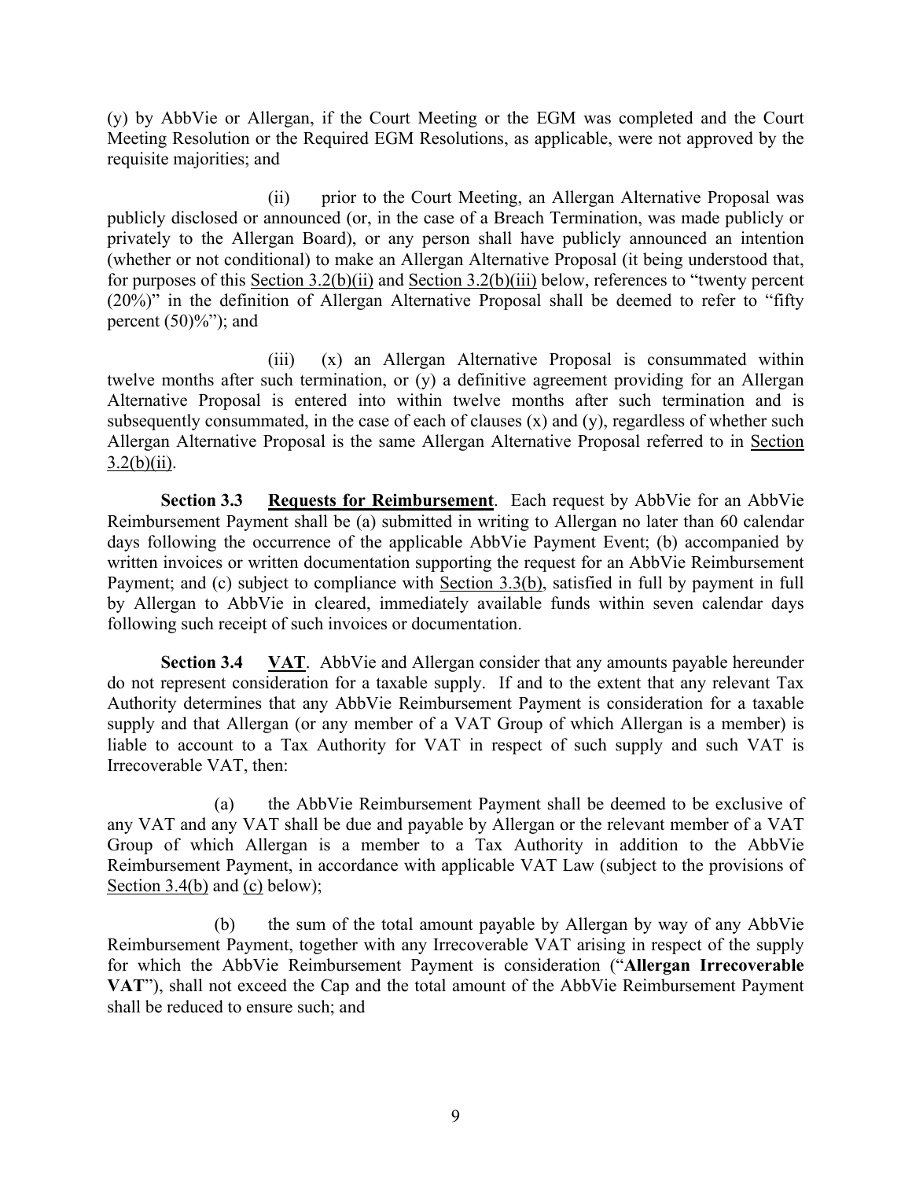(y) by AbbVie or Allergan, if the Court Meeting or the EGM was completed and the Court Meeting Resolution or the Required EGM Resolutions, as applicable, were not approved by the requisite majorities; and

(ii) prior to the Court Meeting, an Allergan Alternative Proposal was publicly disclosed or announced (or, in the case of a Breach Termination, was made publicly or privately to the Allergan Board), or any person shall have publicly announced an intention (whether or not conditional) to make an Allergan Alternative Proposal (it being understood that, for purposes of this Section 3.2(b)(ii) and Section 3.2(b)(iii) below, references to "twenty percent (20%)" in the definition of Allergan Alternative Proposal shall be deemed to refer to "fifty percent (50)%"); and

(iii) (x) an Allergan Alternative Proposal is consummated within twelve months after such termination, or (y) a definitive agreement providing for an Allergan Alternative Proposal is entered into within twelve months after such termination and is subsequently consummated, in the case of each of clauses (x) and (y), regardless of whether such Allergan Alternative Proposal is the same Allergan Alternative Proposal referred to in Section 3.2(b)(ii).

**Section 3.3 Requests for Reimbursement**. Each request by AbbVie for an AbbVie Reimbursement Payment shall be (a) submitted in writing to Allergan no later than 60 calendar days following the occurrence of the applicable AbbVie Payment Event; (b) accompanied by written invoices or written documentation supporting the request for an AbbVie Reimbursement Payment; and (c) subject to compliance with Section 3.3(b), satisfied in full by payment in full by Allergan to AbbVie in cleared, immediately available funds within seven calendar days following such receipt of such invoices or documentation.

**Section 3.4 VAT**. AbbVie and Allergan consider that any amounts payable hereunder do not represent consideration for a taxable supply. If and to the extent that any relevant Tax Authority determines that any AbbVie Reimbursement Payment is consideration for a taxable supply and that Allergan (or any member of a VAT Group of which Allergan is a member) is liable to account to a Tax Authority for VAT in respect of such supply and such VAT is Irrecoverable VAT, then:

(a) the AbbVie Reimbursement Payment shall be deemed to be exclusive of any VAT and any VAT shall be due and payable by Allergan or the relevant member of a VAT Group of which Allergan is a member to a Tax Authority in addition to the AbbVie Reimbursement Payment, in accordance with applicable VAT Law (subject to the provisions of Section 3.4(b) and (c) below);

(b) the sum of the total amount payable by Allergan by way of any AbbVie Reimbursement Payment, together with any Irrecoverable VAT arising in respect of the supply for which the AbbVie Reimbursement Payment is consideration ("**Allergan Irrecoverable VAT**"), shall not exceed the Cap and the total amount of the AbbVie Reimbursement Payment shall be reduced to ensure such; and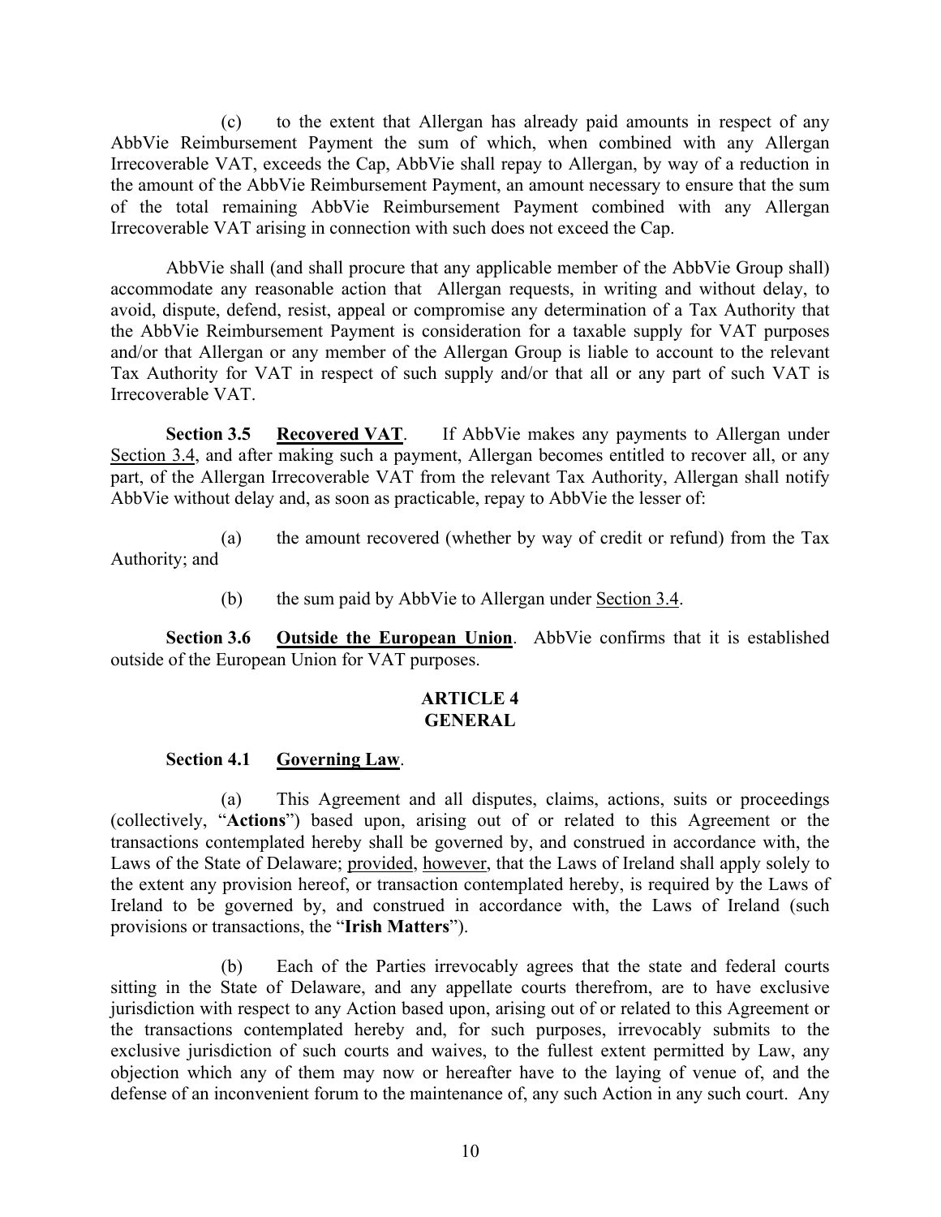(c) to the extent that Allergan has already paid amounts in respect of any AbbVie Reimbursement Payment the sum of which, when combined with any Allergan Irrecoverable VAT, exceeds the Cap, AbbVie shall repay to Allergan, by way of a reduction in the amount of the AbbVie Reimbursement Payment, an amount necessary to ensure that the sum of the total remaining AbbVie Reimbursement Payment combined with any Allergan Irrecoverable VAT arising in connection with such does not exceed the Cap.

AbbVie shall (and shall procure that any applicable member of the AbbVie Group shall) accommodate any reasonable action that Allergan requests, in writing and without delay, to avoid, dispute, defend, resist, appeal or compromise any determination of a Tax Authority that the AbbVie Reimbursement Payment is consideration for a taxable supply for VAT purposes and/or that Allergan or any member of the Allergan Group is liable to account to the relevant Tax Authority for VAT in respect of such supply and/or that all or any part of such VAT is Irrecoverable VAT.

**Section 3.5** **Recovered VAT**. If AbbVie makes any payments to Allergan under Section 3.4, and after making such a payment, Allergan becomes entitled to recover all, or any part, of the Allergan Irrecoverable VAT from the relevant Tax Authority, Allergan shall notify AbbVie without delay and, as soon as practicable, repay to AbbVie the lesser of:

(a) the amount recovered (whether by way of credit or refund) from the Tax Authority; and

(b) the sum paid by AbbVie to Allergan under Section 3.4.

**Section 3.6** **Outside the European Union**. AbbVie confirms that it is established outside of the European Union for VAT purposes.

## ARTICLE 4
## GENERAL

**Section 4.1** **Governing Law**.

(a) This Agreement and all disputes, claims, actions, suits or proceedings (collectively, "**Actions**") based upon, arising out of or related to this Agreement or the transactions contemplated hereby shall be governed by, and construed in accordance with, the Laws of the State of Delaware; provided, however, that the Laws of Ireland shall apply solely to the extent any provision hereof, or transaction contemplated hereby, is required by the Laws of Ireland to be governed by, and construed in accordance with, the Laws of Ireland (such provisions or transactions, the "**Irish Matters**").

(b) Each of the Parties irrevocably agrees that the state and federal courts sitting in the State of Delaware, and any appellate courts therefrom, are to have exclusive jurisdiction with respect to any Action based upon, arising out of or related to this Agreement or the transactions contemplated hereby and, for such purposes, irrevocably submits to the exclusive jurisdiction of such courts and waives, to the fullest extent permitted by Law, any objection which any of them may now or hereafter have to the laying of venue of, and the defense of an inconvenient forum to the maintenance of, any such Action in any such court. Any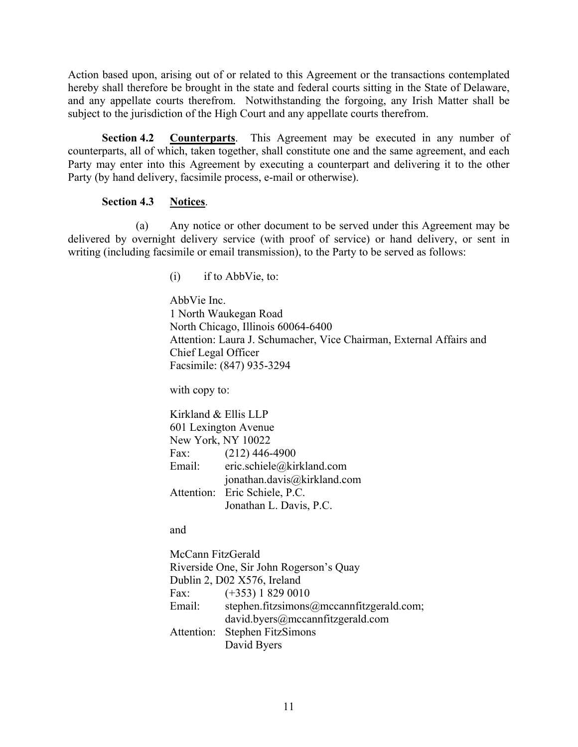Action based upon, arising out of or related to this Agreement or the transactions contemplated hereby shall therefore be brought in the state and federal courts sitting in the State of Delaware, and any appellate courts therefrom. Notwithstanding the forgoing, any Irish Matter shall be subject to the jurisdiction of the High Court and any appellate courts therefrom.

**Section 4.2 <u>Counterparts</u>**. This Agreement may be executed in any number of counterparts, all of which, taken together, shall constitute one and the same agreement, and each Party may enter into this Agreement by executing a counterpart and delivering it to the other Party (by hand delivery, facsimile process, e-mail or otherwise).

**Section 4.3 <u>Notices</u>**.

(a) Any notice or other document to be served under this Agreement may be delivered by overnight delivery service (with proof of service) or hand delivery, or sent in writing (including facsimile or email transmission), to the Party to be served as follows:

(i) if to AbbVie, to:

AbbVie Inc.
1 North Waukegan Road
North Chicago, Illinois 60064-6400
Attention: Laura J. Schumacher, Vice Chairman, External Affairs and Chief Legal Officer
Facsimile: (847) 935-3294

with copy to:

Kirkland & Ellis LLP
601 Lexington Avenue
New York, NY 10022
Fax: (212) 446-4900
Email: eric.schiele@kirkland.com
jonathan.davis@kirkland.com
Attention: Eric Schiele, P.C.
Jonathan L. Davis, P.C.

and

McCann FitzGerald
Riverside One, Sir John Rogerson's Quay
Dublin 2, D02 X576, Ireland
Fax: (+353) 1 829 0010
Email: stephen.fitzsimons@mccannfitzgerald.com;
david.byers@mccannfitzgerald.com
Attention: Stephen FitzSimons
David Byers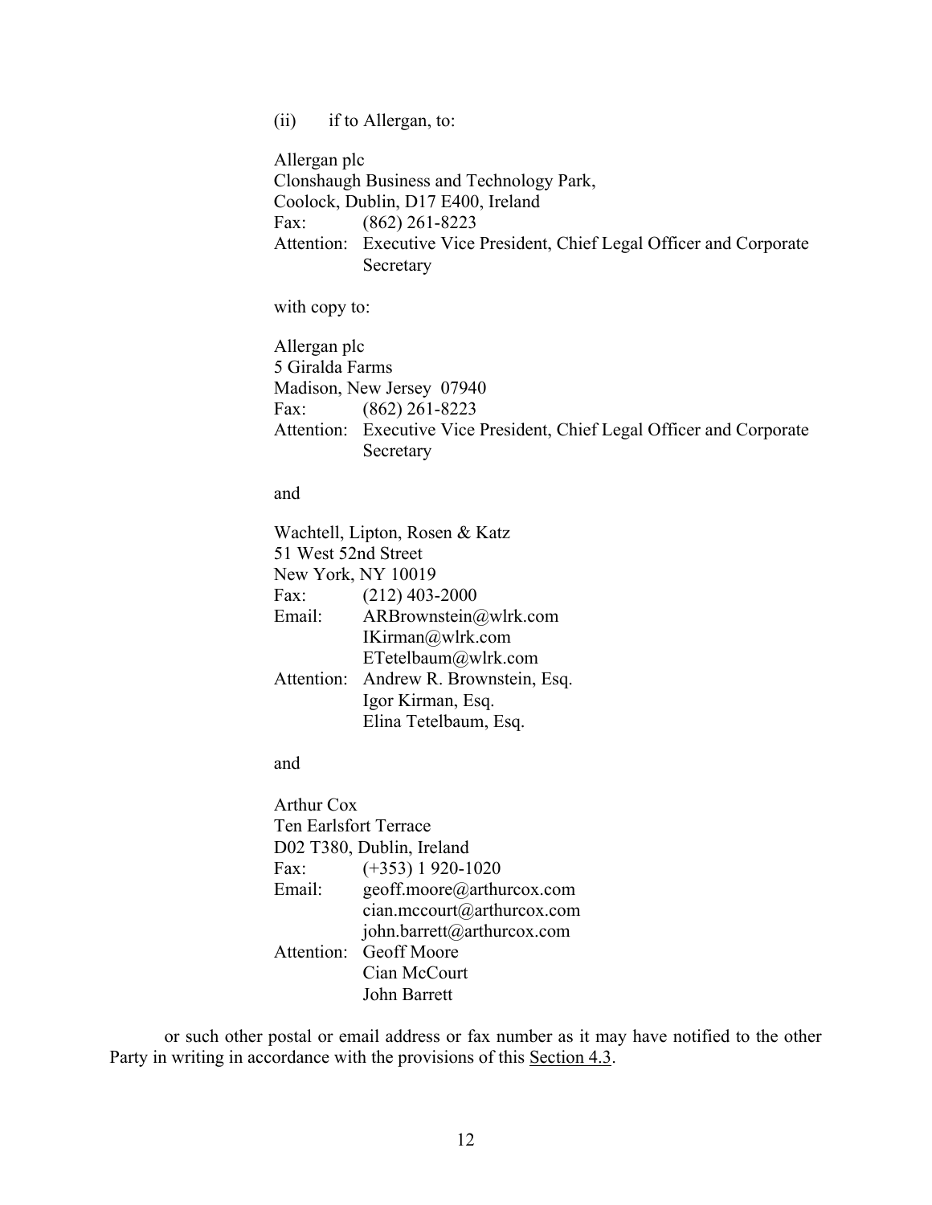(ii) if to Allergan, to:

Allergan plc
Clonshaugh Business and Technology Park,
Coolock, Dublin, D17 E400, Ireland
Fax: (862) 261-8223
Attention: Executive Vice President, Chief Legal Officer and Corporate Secretary

with copy to:

Allergan plc
5 Giralda Farms
Madison, New Jersey 07940
Fax: (862) 261-8223
Attention: Executive Vice President, Chief Legal Officer and Corporate Secretary

and

Wachtell, Lipton, Rosen & Katz
51 West 52nd Street
New York, NY 10019
Fax: (212) 403-2000
Email: ARBrownstein@wlrk.com
IKirman@wlrk.com
ETetelbaum@wlrk.com
Attention: Andrew R. Brownstein, Esq.
Igor Kirman, Esq.
Elina Tetelbaum, Esq.

and

Arthur Cox
Ten Earlsfort Terrace
D02 T380, Dublin, Ireland
Fax: (+353) 1 920-1020
Email: geoff.moore@arthurcox.com
cian.mccourt@arthurcox.com
john.barrett@arthurcox.com
Attention: Geoff Moore
Cian McCourt
John Barrett

or such other postal or email address or fax number as it may have notified to the other Party in writing in accordance with the provisions of this Section 4.3.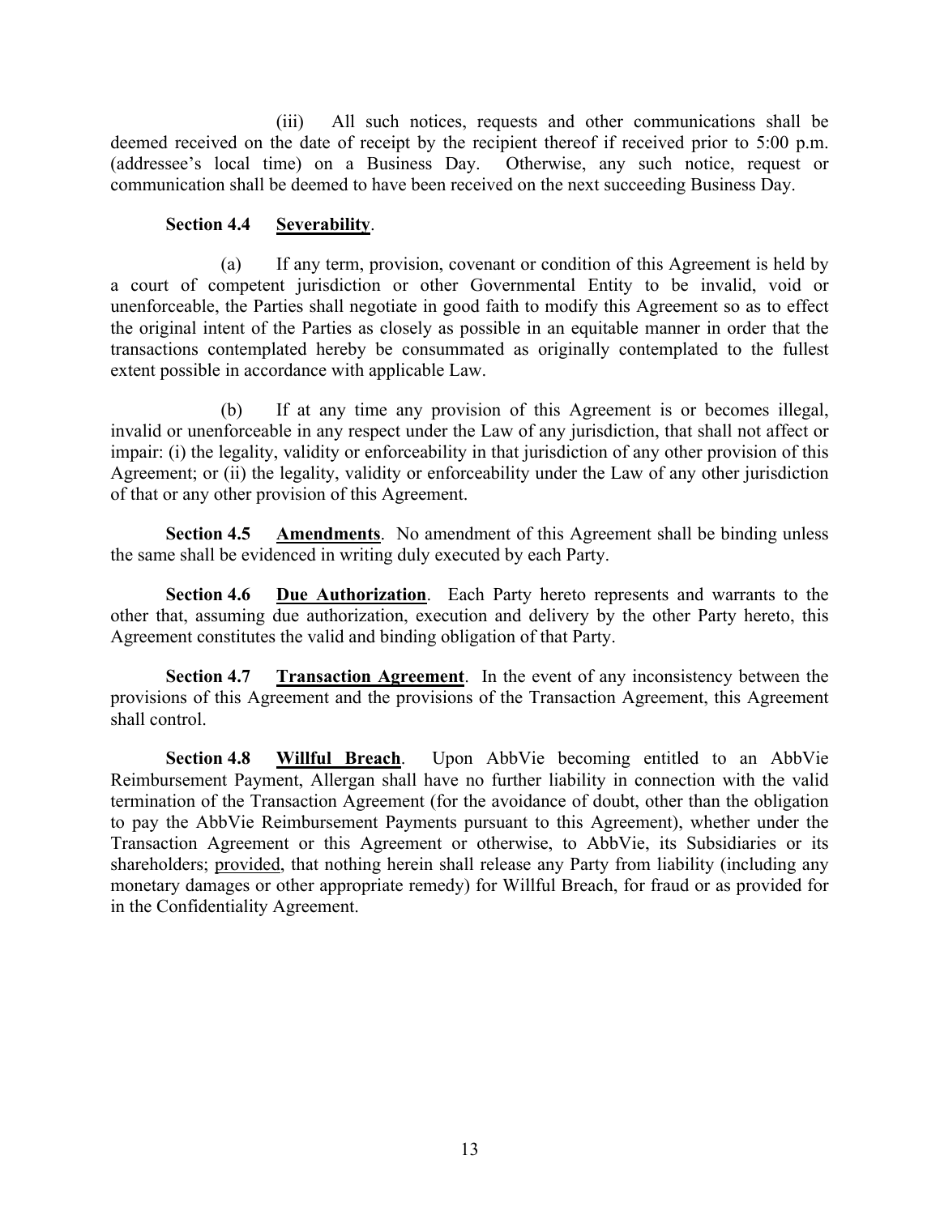(iii) All such notices, requests and other communications shall be deemed received on the date of receipt by the recipient thereof if received prior to 5:00 p.m. (addressee's local time) on a Business Day. Otherwise, any such notice, request or communication shall be deemed to have been received on the next succeeding Business Day.

**Section 4.4 Severability**.

(a) If any term, provision, covenant or condition of this Agreement is held by a court of competent jurisdiction or other Governmental Entity to be invalid, void or unenforceable, the Parties shall negotiate in good faith to modify this Agreement so as to effect the original intent of the Parties as closely as possible in an equitable manner in order that the transactions contemplated hereby be consummated as originally contemplated to the fullest extent possible in accordance with applicable Law.

(b) If at any time any provision of this Agreement is or becomes illegal, invalid or unenforceable in any respect under the Law of any jurisdiction, that shall not affect or impair: (i) the legality, validity or enforceability in that jurisdiction of any other provision of this Agreement; or (ii) the legality, validity or enforceability under the Law of any other jurisdiction of that or any other provision of this Agreement.

**Section 4.5 Amendments**. No amendment of this Agreement shall be binding unless the same shall be evidenced in writing duly executed by each Party.

**Section 4.6 Due Authorization**. Each Party hereto represents and warrants to the other that, assuming due authorization, execution and delivery by the other Party hereto, this Agreement constitutes the valid and binding obligation of that Party.

**Section 4.7 Transaction Agreement**. In the event of any inconsistency between the provisions of this Agreement and the provisions of the Transaction Agreement, this Agreement shall control.

**Section 4.8 Willful Breach**. Upon AbbVie becoming entitled to an AbbVie Reimbursement Payment, Allergan shall have no further liability in connection with the valid termination of the Transaction Agreement (for the avoidance of doubt, other than the obligation to pay the AbbVie Reimbursement Payments pursuant to this Agreement), whether under the Transaction Agreement or this Agreement or otherwise, to AbbVie, its Subsidiaries or its shareholders; provided, that nothing herein shall release any Party from liability (including any monetary damages or other appropriate remedy) for Willful Breach, for fraud or as provided for in the Confidentiality Agreement.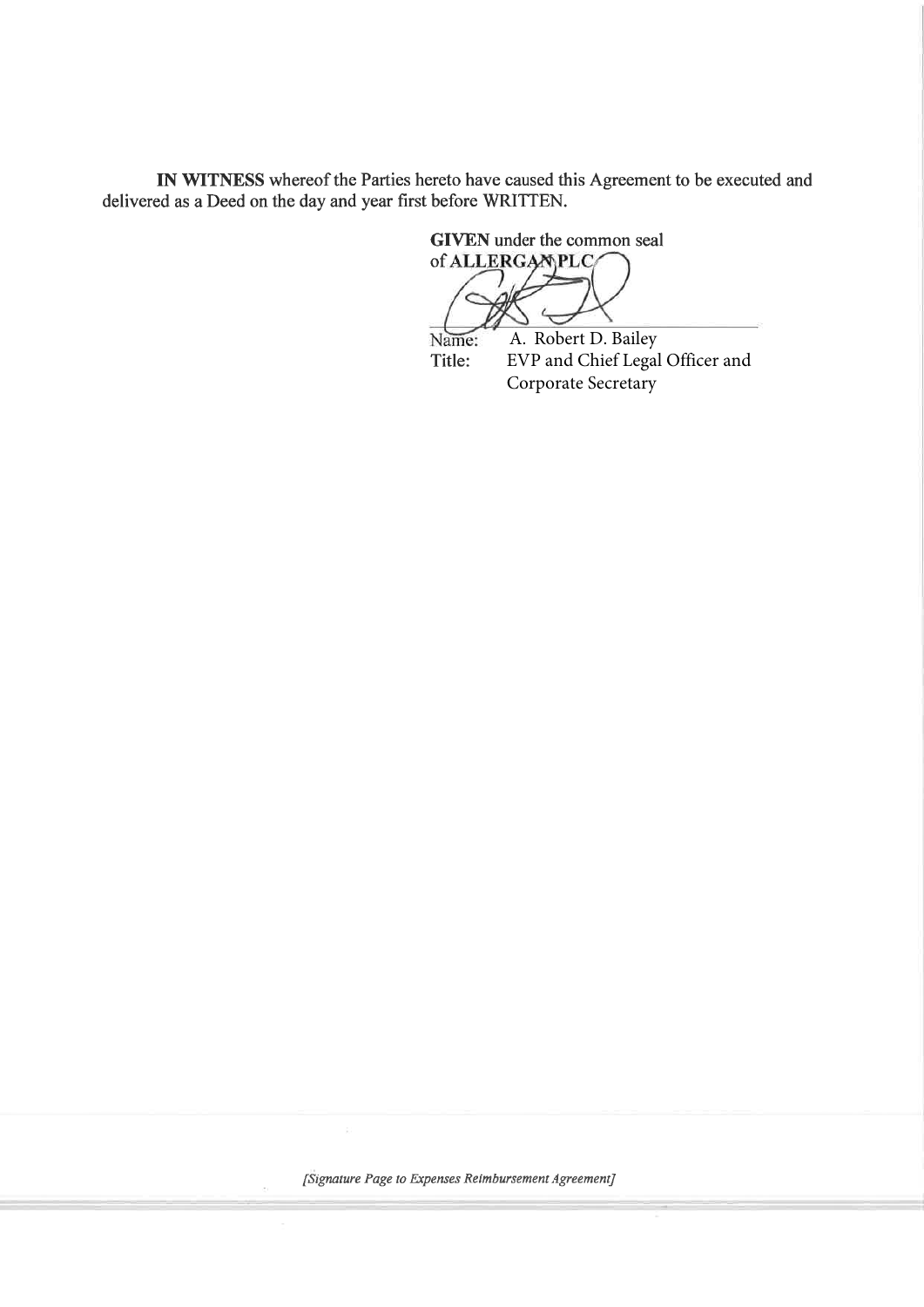**IN WITNESS** whereof the Parties hereto have caused this Agreement to be executed and delivered as a Deed on the day and year first before WRITTEN.

**GIVEN** under the common seal of **ALLERGAN PLC**

Name: A. Robert D. Bailey
Title: EVP and Chief Legal Officer and Corporate Secretary

*[Signature Page to Expenses Reimbursement Agreement]*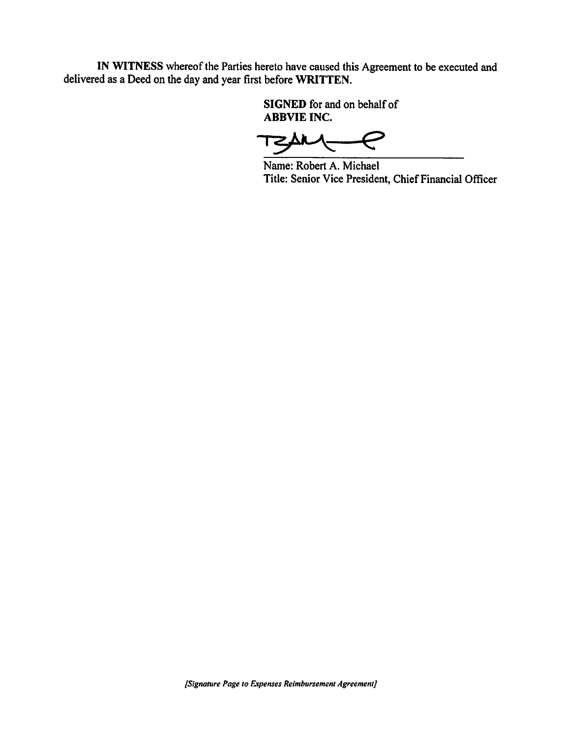**IN WITNESS** whereof the Parties hereto have caused this Agreement to be executed and delivered as a Deed on the day and year first before **WRITTEN**.

**SIGNED** for and on behalf of
**ABBVIE INC.**

Name: Robert A. Michael
Title: Senior Vice President, Chief Financial Officer

*[Signature Page to Expenses Reimbursement Agreement]*